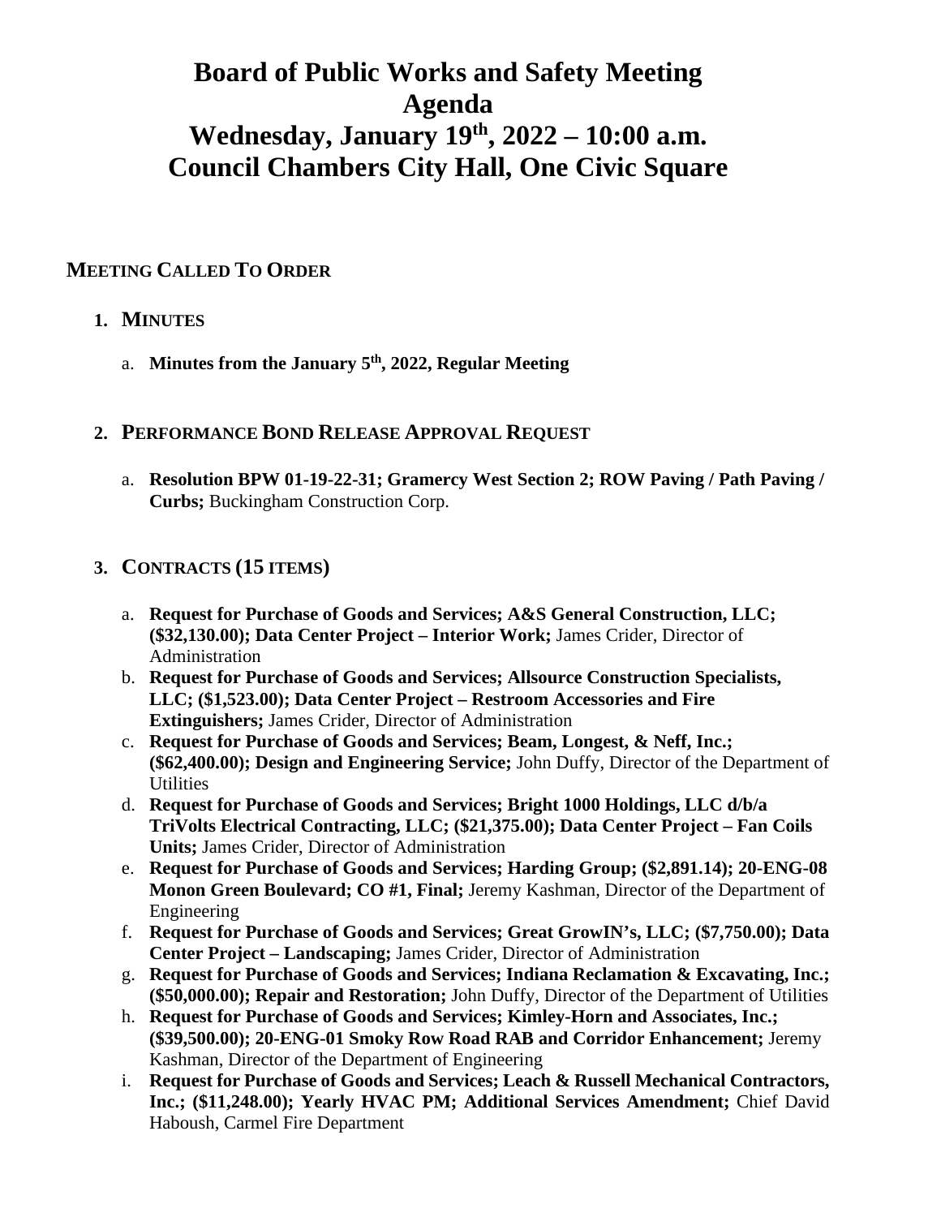# Board of Public Works and Safety Meeting
# Agenda
# Wednesday, January 19th, 2022 – 10:00 a.m.
# Council Chambers City Hall, One Civic Square

## MEETING CALLED TO ORDER

### 1. MINUTES

a. **Minutes from the January 5th, 2022, Regular Meeting**

### 2. PERFORMANCE BOND RELEASE APPROVAL REQUEST

a. **Resolution BPW 01-19-22-31; Gramercy West Section 2; ROW Paving / Path Paving / Curbs;** Buckingham Construction Corp.

### 3. CONTRACTS (15 ITEMS)

a. **Request for Purchase of Goods and Services; A&S General Construction, LLC; ($32,130.00); Data Center Project – Interior Work;** James Crider, Director of Administration

b. **Request for Purchase of Goods and Services; Allsource Construction Specialists, LLC; ($1,523.00); Data Center Project – Restroom Accessories and Fire Extinguishers;** James Crider, Director of Administration

c. **Request for Purchase of Goods and Services; Beam, Longest, & Neff, Inc.; ($62,400.00); Design and Engineering Service;** John Duffy, Director of the Department of Utilities

d. **Request for Purchase of Goods and Services; Bright 1000 Holdings, LLC d/b/a TriVolts Electrical Contracting, LLC; ($21,375.00); Data Center Project – Fan Coils Units;** James Crider, Director of Administration

e. **Request for Purchase of Goods and Services; Harding Group; ($2,891.14); 20-ENG-08 Monon Green Boulevard; CO #1, Final;** Jeremy Kashman, Director of the Department of Engineering

f. **Request for Purchase of Goods and Services; Great GrowIN's, LLC; ($7,750.00); Data Center Project – Landscaping;** James Crider, Director of Administration

g. **Request for Purchase of Goods and Services; Indiana Reclamation & Excavating, Inc.; ($50,000.00); Repair and Restoration;** John Duffy, Director of the Department of Utilities

h. **Request for Purchase of Goods and Services; Kimley-Horn and Associates, Inc.; ($39,500.00); 20-ENG-01 Smoky Row Road RAB and Corridor Enhancement;** Jeremy Kashman, Director of the Department of Engineering

i. **Request for Purchase of Goods and Services; Leach & Russell Mechanical Contractors, Inc.; ($11,248.00); Yearly HVAC PM; Additional Services Amendment;** Chief David Haboush, Carmel Fire Department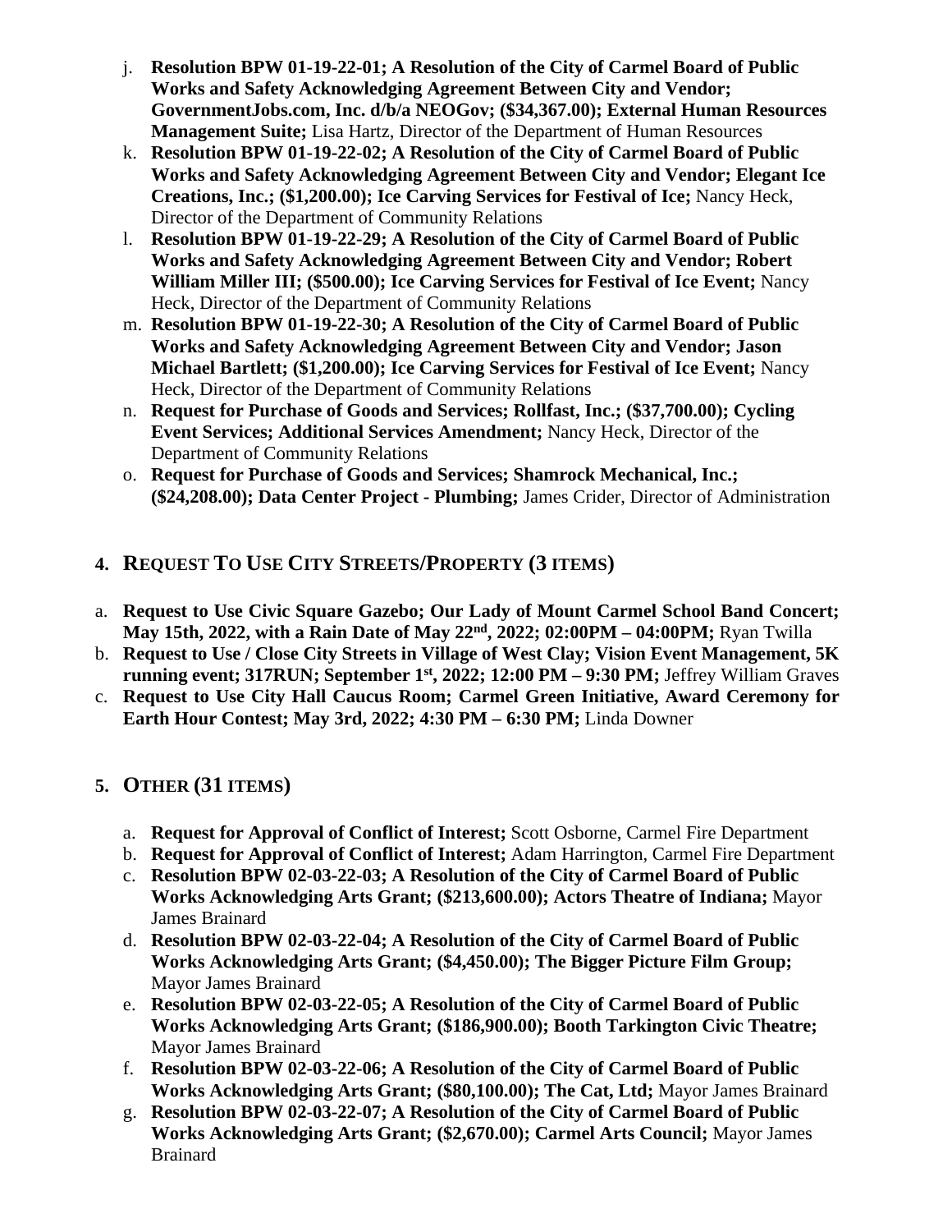j. **Resolution BPW 01-19-22-01; A Resolution of the City of Carmel Board of Public Works and Safety Acknowledging Agreement Between City and Vendor; GovernmentJobs.com, Inc. d/b/a NEOGov; ($34,367.00); External Human Resources Management Suite;** Lisa Hartz, Director of the Department of Human Resources

k. **Resolution BPW 01-19-22-02; A Resolution of the City of Carmel Board of Public Works and Safety Acknowledging Agreement Between City and Vendor; Elegant Ice Creations, Inc.; ($1,200.00); Ice Carving Services for Festival of Ice;** Nancy Heck, Director of the Department of Community Relations

l. **Resolution BPW 01-19-22-29; A Resolution of the City of Carmel Board of Public Works and Safety Acknowledging Agreement Between City and Vendor; Robert William Miller III; ($500.00); Ice Carving Services for Festival of Ice Event;** Nancy Heck, Director of the Department of Community Relations

m. **Resolution BPW 01-19-22-30; A Resolution of the City of Carmel Board of Public Works and Safety Acknowledging Agreement Between City and Vendor; Jason Michael Bartlett; ($1,200.00); Ice Carving Services for Festival of Ice Event;** Nancy Heck, Director of the Department of Community Relations

n. **Request for Purchase of Goods and Services; Rollfast, Inc.; ($37,700.00); Cycling Event Services; Additional Services Amendment;** Nancy Heck, Director of the Department of Community Relations

o. **Request for Purchase of Goods and Services; Shamrock Mechanical, Inc.; ($24,208.00); Data Center Project - Plumbing;** James Crider, Director of Administration

## 4. REQUEST TO USE CITY STREETS/PROPERTY (3 ITEMS)

a. **Request to Use Civic Square Gazebo; Our Lady of Mount Carmel School Band Concert; May 15th, 2022, with a Rain Date of May 22nd, 2022; 02:00PM – 04:00PM;** Ryan Twilla

b. **Request to Use / Close City Streets in Village of West Clay; Vision Event Management, 5K running event; 317RUN; September 1st, 2022; 12:00 PM – 9:30 PM;** Jeffrey William Graves

c. **Request to Use City Hall Caucus Room; Carmel Green Initiative, Award Ceremony for Earth Hour Contest; May 3rd, 2022; 4:30 PM – 6:30 PM;** Linda Downer

## 5. OTHER (31 ITEMS)

a. **Request for Approval of Conflict of Interest;** Scott Osborne, Carmel Fire Department

b. **Request for Approval of Conflict of Interest;** Adam Harrington, Carmel Fire Department

c. **Resolution BPW 02-03-22-03; A Resolution of the City of Carmel Board of Public Works Acknowledging Arts Grant; ($213,600.00); Actors Theatre of Indiana;** Mayor James Brainard

d. **Resolution BPW 02-03-22-04; A Resolution of the City of Carmel Board of Public Works Acknowledging Arts Grant; ($4,450.00); The Bigger Picture Film Group;** Mayor James Brainard

e. **Resolution BPW 02-03-22-05; A Resolution of the City of Carmel Board of Public Works Acknowledging Arts Grant; ($186,900.00); Booth Tarkington Civic Theatre;** Mayor James Brainard

f. **Resolution BPW 02-03-22-06; A Resolution of the City of Carmel Board of Public Works Acknowledging Arts Grant; ($80,100.00); The Cat, Ltd;** Mayor James Brainard

g. **Resolution BPW 02-03-22-07; A Resolution of the City of Carmel Board of Public Works Acknowledging Arts Grant; ($2,670.00); Carmel Arts Council;** Mayor James Brainard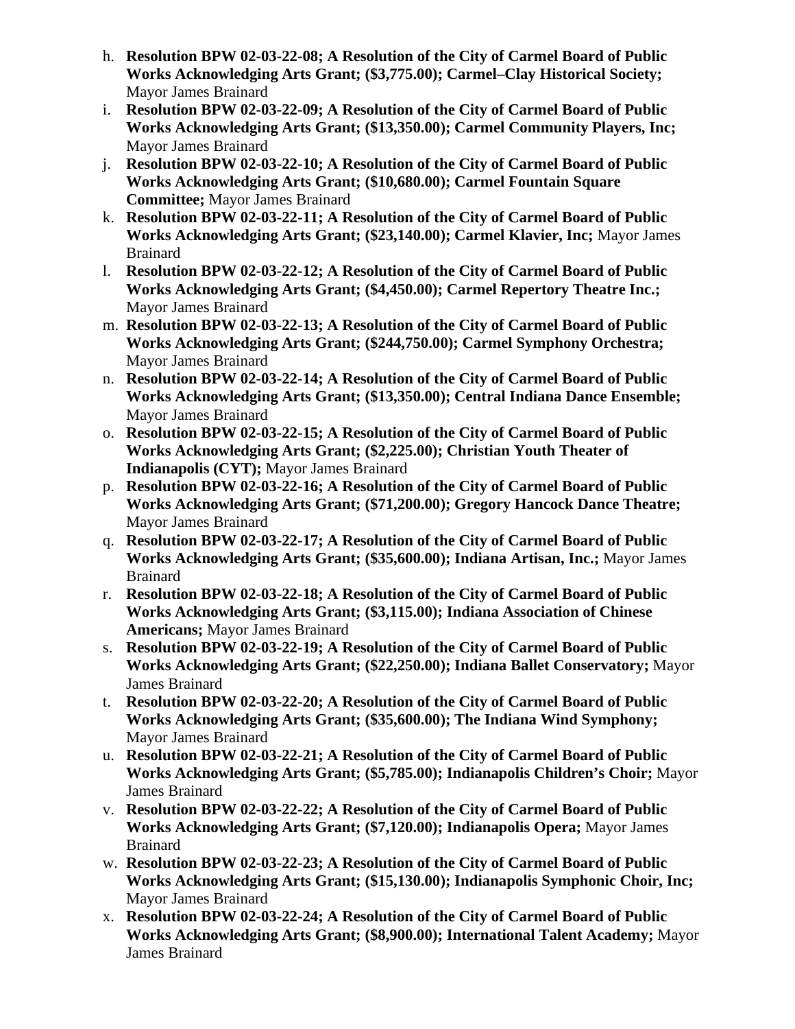h. **Resolution BPW 02-03-22-08; A Resolution of the City of Carmel Board of Public Works Acknowledging Arts Grant; ($3,775.00); Carmel–Clay Historical Society;** Mayor James Brainard
i. **Resolution BPW 02-03-22-09; A Resolution of the City of Carmel Board of Public Works Acknowledging Arts Grant; ($13,350.00); Carmel Community Players, Inc;** Mayor James Brainard
j. **Resolution BPW 02-03-22-10; A Resolution of the City of Carmel Board of Public Works Acknowledging Arts Grant; ($10,680.00); Carmel Fountain Square Committee;** Mayor James Brainard
k. **Resolution BPW 02-03-22-11; A Resolution of the City of Carmel Board of Public Works Acknowledging Arts Grant; ($23,140.00); Carmel Klavier, Inc;** Mayor James Brainard
l. **Resolution BPW 02-03-22-12; A Resolution of the City of Carmel Board of Public Works Acknowledging Arts Grant; ($4,450.00); Carmel Repertory Theatre Inc.;** Mayor James Brainard
m. **Resolution BPW 02-03-22-13; A Resolution of the City of Carmel Board of Public Works Acknowledging Arts Grant; ($244,750.00); Carmel Symphony Orchestra;** Mayor James Brainard
n. **Resolution BPW 02-03-22-14; A Resolution of the City of Carmel Board of Public Works Acknowledging Arts Grant; ($13,350.00); Central Indiana Dance Ensemble;** Mayor James Brainard
o. **Resolution BPW 02-03-22-15; A Resolution of the City of Carmel Board of Public Works Acknowledging Arts Grant; ($2,225.00); Christian Youth Theater of Indianapolis (CYT);** Mayor James Brainard
p. **Resolution BPW 02-03-22-16; A Resolution of the City of Carmel Board of Public Works Acknowledging Arts Grant; ($71,200.00); Gregory Hancock Dance Theatre;** Mayor James Brainard
q. **Resolution BPW 02-03-22-17; A Resolution of the City of Carmel Board of Public Works Acknowledging Arts Grant; ($35,600.00); Indiana Artisan, Inc.;** Mayor James Brainard
r. **Resolution BPW 02-03-22-18; A Resolution of the City of Carmel Board of Public Works Acknowledging Arts Grant; ($3,115.00); Indiana Association of Chinese Americans;** Mayor James Brainard
s. **Resolution BPW 02-03-22-19; A Resolution of the City of Carmel Board of Public Works Acknowledging Arts Grant; ($22,250.00); Indiana Ballet Conservatory;** Mayor James Brainard
t. **Resolution BPW 02-03-22-20; A Resolution of the City of Carmel Board of Public Works Acknowledging Arts Grant; ($35,600.00); The Indiana Wind Symphony;** Mayor James Brainard
u. **Resolution BPW 02-03-22-21; A Resolution of the City of Carmel Board of Public Works Acknowledging Arts Grant; ($5,785.00); Indianapolis Children's Choir;** Mayor James Brainard
v. **Resolution BPW 02-03-22-22; A Resolution of the City of Carmel Board of Public Works Acknowledging Arts Grant; ($7,120.00); Indianapolis Opera;** Mayor James Brainard
w. **Resolution BPW 02-03-22-23; A Resolution of the City of Carmel Board of Public Works Acknowledging Arts Grant; ($15,130.00); Indianapolis Symphonic Choir, Inc;** Mayor James Brainard
x. **Resolution BPW 02-03-22-24; A Resolution of the City of Carmel Board of Public Works Acknowledging Arts Grant; ($8,900.00); International Talent Academy;** Mayor James Brainard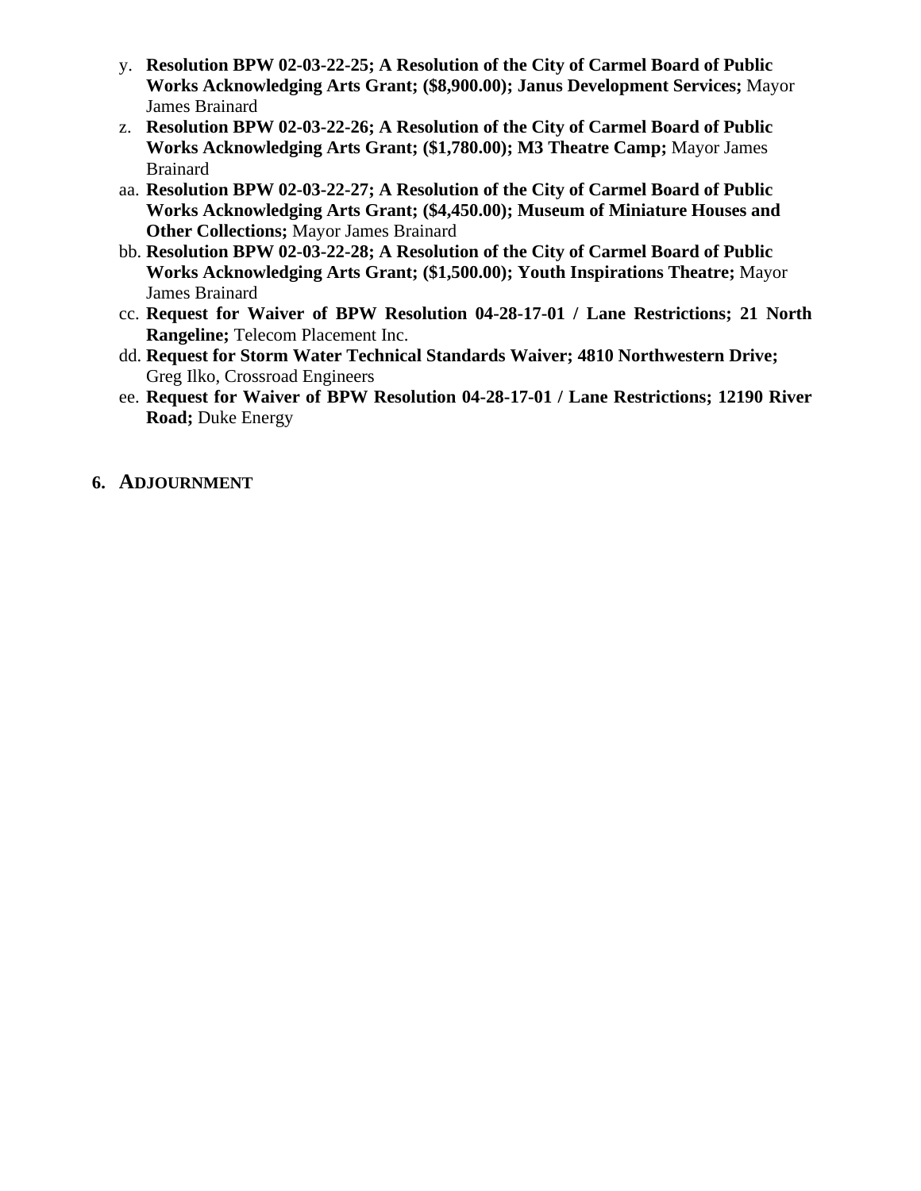y. **Resolution BPW 02-03-22-25; A Resolution of the City of Carmel Board of Public Works Acknowledging Arts Grant; ($8,900.00); Janus Development Services;** Mayor James Brainard

z. **Resolution BPW 02-03-22-26; A Resolution of the City of Carmel Board of Public Works Acknowledging Arts Grant; ($1,780.00); M3 Theatre Camp;** Mayor James Brainard

aa. **Resolution BPW 02-03-22-27; A Resolution of the City of Carmel Board of Public Works Acknowledging Arts Grant; ($4,450.00); Museum of Miniature Houses and Other Collections;** Mayor James Brainard

bb. **Resolution BPW 02-03-22-28; A Resolution of the City of Carmel Board of Public Works Acknowledging Arts Grant; ($1,500.00); Youth Inspirations Theatre;** Mayor James Brainard

cc. **Request for Waiver of BPW Resolution 04-28-17-01 / Lane Restrictions; 21 North Rangeline;** Telecom Placement Inc.

dd. **Request for Storm Water Technical Standards Waiver; 4810 Northwestern Drive;** Greg Ilko, Crossroad Engineers

ee. **Request for Waiver of BPW Resolution 04-28-17-01 / Lane Restrictions; 12190 River Road;** Duke Energy

## 6. ADJOURNMENT